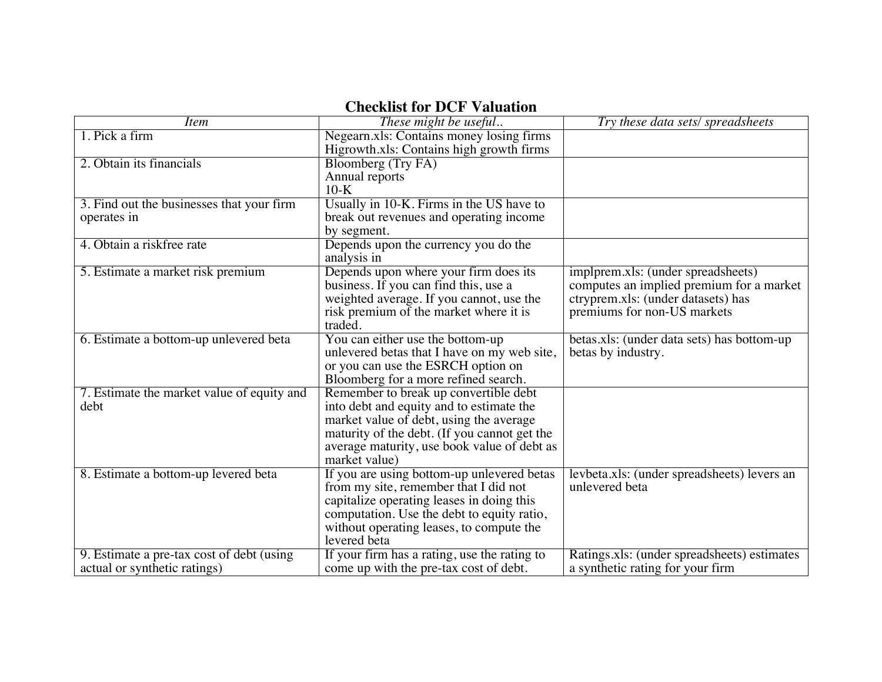# Checklist for DCF Valuation

| *Item* | *These might be useful..* | *Try these data sets/ spreadsheets* |
|---|---|---|
| 1. Pick a firm | Negearn.xls: Contains money losing firms<br>Higrowth.xls: Contains high growth firms | |
| 2. Obtain its financials | Bloomberg (Try FA)<br>Annual reports<br>10-K | |
| 3. Find out the businesses that your firm operates in | Usually in 10-K. Firms in the US have to break out revenues and operating income by segment. | |
| 4. Obtain a riskfree rate | Depends upon the currency you do the analysis in | |
| 5. Estimate a market risk premium | Depends upon where your firm does its business. If you can find this, use a weighted average. If you cannot, use the risk premium of the market where it is traded. | implprem.xls: (under spreadsheets) computes an implied premium for a market<br>ctryprem.xls: (under datasets) has premiums for non-US markets |
| 6. Estimate a bottom-up unlevered beta | You can either use the bottom-up unlevered betas that I have on my web site, or you can use the ESRCH option on Bloomberg for a more refined search. | betas.xls: (under data sets) has bottom-up betas by industry. |
| 7. Estimate the market value of equity and debt | Remember to break up convertible debt into debt and equity and to estimate the market value of debt, using the average maturity of the debt. (If you cannot get the average maturity, use book value of debt as market value) | |
| 8. Estimate a bottom-up levered beta | If you are using bottom-up unlevered betas from my site, remember that I did not capitalize operating leases in doing this computation. Use the debt to equity ratio, without operating leases, to compute the levered beta | levbeta.xls: (under spreadsheets) levers an unlevered beta |
| 9. Estimate a pre-tax cost of debt (using actual or synthetic ratings) | If your firm has a rating, use the rating to come up with the pre-tax cost of debt. | Ratings.xls: (under spreadsheets) estimates a synthetic rating for your firm |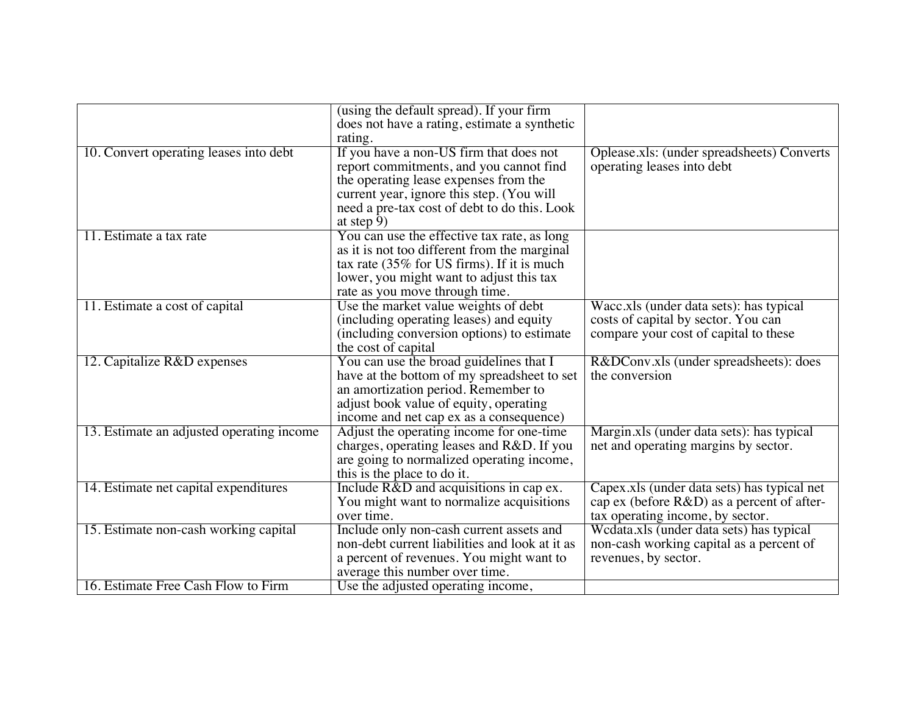| | | |
|---|---|---|
| | (using the default spread). If your firm does not have a rating, estimate a synthetic rating. | |
| 10. Convert operating leases into debt | If you have a non-US firm that does not report commitments, and you cannot find the operating lease expenses from the current year, ignore this step. (You will need a pre-tax cost of debt to do this. Look at step 9) | Oplease.xls: (under spreadsheets) Converts operating leases into debt |
| 11. Estimate a tax rate | You can use the effective tax rate, as long as it is not too different from the marginal tax rate (35% for US firms). If it is much lower, you might want to adjust this tax rate as you move through time. | |
| 11. Estimate a cost of capital | Use the market value weights of debt (including operating leases) and equity (including conversion options) to estimate the cost of capital | Wacc.xls (under data sets): has typical costs of capital by sector. You can compare your cost of capital to these |
| 12. Capitalize R&D expenses | You can use the broad guidelines that I have at the bottom of my spreadsheet to set an amortization period. Remember to adjust book value of equity, operating income and net cap ex as a consequence) | R&DConv.xls (under spreadsheets): does the conversion |
| 13. Estimate an adjusted operating income | Adjust the operating income for one-time charges, operating leases and R&D. If you are going to normalized operating income, this is the place to do it. | Margin.xls (under data sets): has typical net and operating margins by sector. |
| 14. Estimate net capital expenditures | Include R&D and acquisitions in cap ex. You might want to normalize acquisitions over time. | Capex.xls (under data sets) has typical net cap ex (before R&D) as a percent of after-tax operating income, by sector. |
| 15. Estimate non-cash working capital | Include only non-cash current assets and non-debt current liabilities and look at it as a percent of revenues. You might want to average this number over time. | Wcdata.xls (under data sets) has typical non-cash working capital as a percent of revenues, by sector. |
| 16. Estimate Free Cash Flow to Firm | Use the adjusted operating income, | |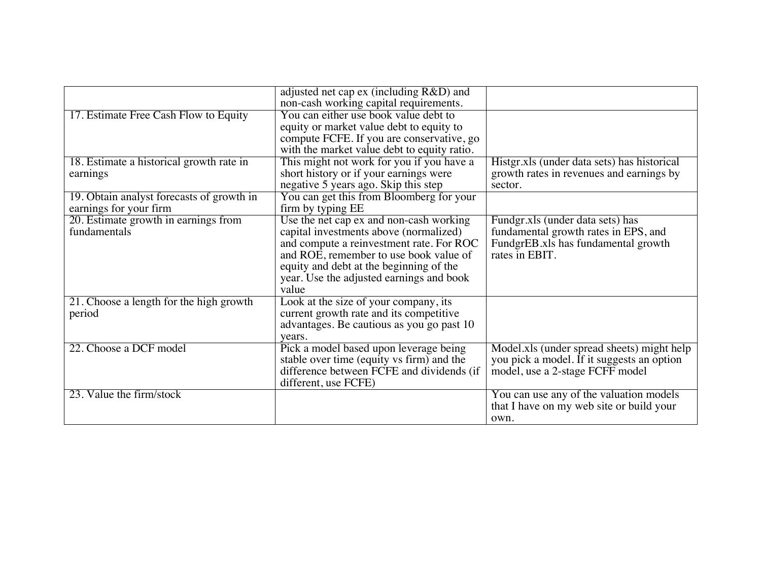| | | |
|---|---|---|
| | adjusted net cap ex (including R&D) and non-cash working capital requirements. | |
| 17. Estimate Free Cash Flow to Equity | You can either use book value debt to equity or market value debt to equity to compute FCFE. If you are conservative, go with the market value debt to equity ratio. | |
| 18. Estimate a historical growth rate in earnings | This might not work for you if you have a short history or if your earnings were negative 5 years ago. Skip this step | Histgr.xls (under data sets) has historical growth rates in revenues and earnings by sector. |
| 19. Obtain analyst forecasts of growth in earnings for your firm | You can get this from Bloomberg for your firm by typing EE | |
| 20. Estimate growth in earnings from fundamentals | Use the net cap ex and non-cash working capital investments above (normalized) and compute a reinvestment rate. For ROC and ROE, remember to use book value of equity and debt at the beginning of the year. Use the adjusted earnings and book value | Fundgr.xls (under data sets) has fundamental growth rates in EPS, and FundgrEB.xls has fundamental growth rates in EBIT. |
| 21. Choose a length for the high growth period | Look at the size of your company, its current growth rate and its competitive advantages. Be cautious as you go past 10 years. | |
| 22. Choose a DCF model | Pick a model based upon leverage being stable over time (equity vs firm) and the difference between FCFE and dividends (if different, use FCFE) | Model.xls (under spread sheets) might help you pick a model. If it suggests an option model, use a 2-stage FCFF model |
| 23. Value the firm/stock | | You can use any of the valuation models that I have on my web site or build your own. |